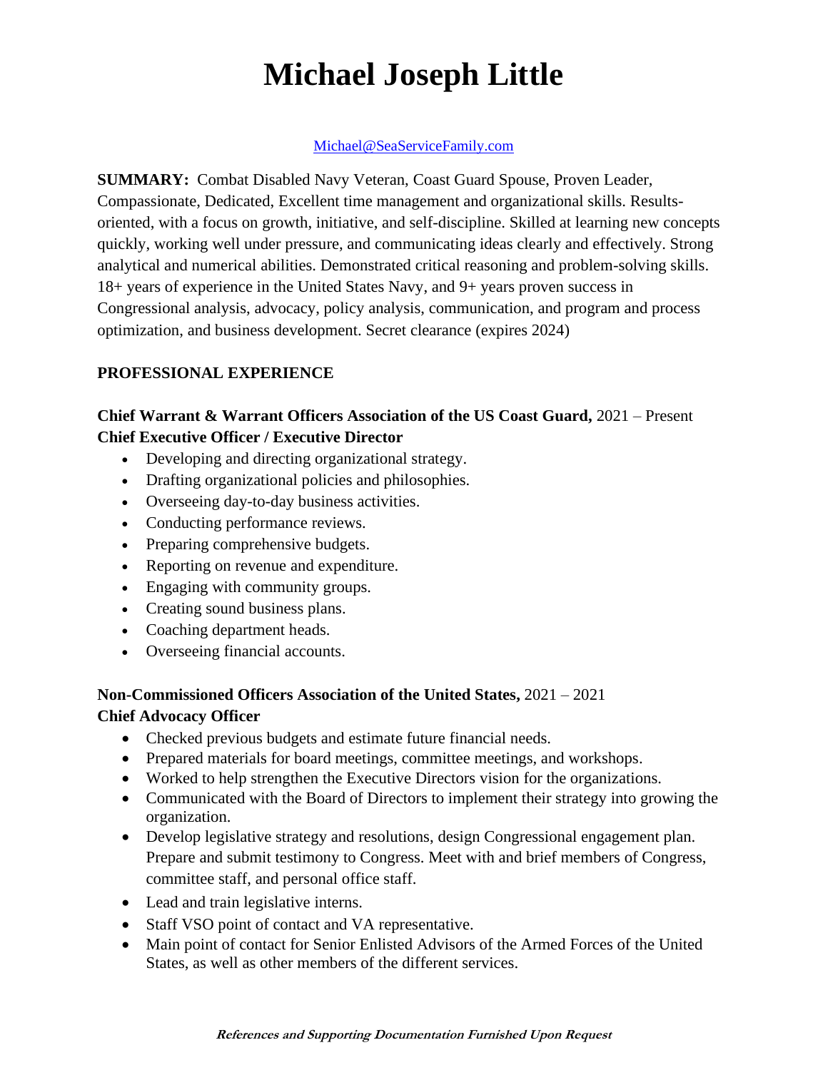# Michael Joseph Little

Michael@SeaServiceFamily.com

**SUMMARY:** Combat Disabled Navy Veteran, Coast Guard Spouse, Proven Leader, Compassionate, Dedicated, Excellent time management and organizational skills. Results-oriented, with a focus on growth, initiative, and self-discipline. Skilled at learning new concepts quickly, working well under pressure, and communicating ideas clearly and effectively. Strong analytical and numerical abilities. Demonstrated critical reasoning and problem-solving skills. 18+ years of experience in the United States Navy, and 9+ years proven success in Congressional analysis, advocacy, policy analysis, communication, and program and process optimization, and business development. Secret clearance (expires 2024)

## PROFESSIONAL EXPERIENCE

**Chief Warrant & Warrant Officers Association of the US Coast Guard,** 2021 – Present
**Chief Executive Officer / Executive Director**

- Developing and directing organizational strategy.
- Drafting organizational policies and philosophies.
- Overseeing day-to-day business activities.
- Conducting performance reviews.
- Preparing comprehensive budgets.
- Reporting on revenue and expenditure.
- Engaging with community groups.
- Creating sound business plans.
- Coaching department heads.
- Overseeing financial accounts.

**Non-Commissioned Officers Association of the United States,** 2021 – 2021
**Chief Advocacy Officer**

- Checked previous budgets and estimate future financial needs.
- Prepared materials for board meetings, committee meetings, and workshops.
- Worked to help strengthen the Executive Directors vision for the organizations.
- Communicated with the Board of Directors to implement their strategy into growing the organization.
- Develop legislative strategy and resolutions, design Congressional engagement plan. Prepare and submit testimony to Congress. Meet with and brief members of Congress, committee staff, and personal office staff.
- Lead and train legislative interns.
- Staff VSO point of contact and VA representative.
- Main point of contact for Senior Enlisted Advisors of the Armed Forces of the United States, as well as other members of the different services.

***References and Supporting Documentation Furnished Upon Request***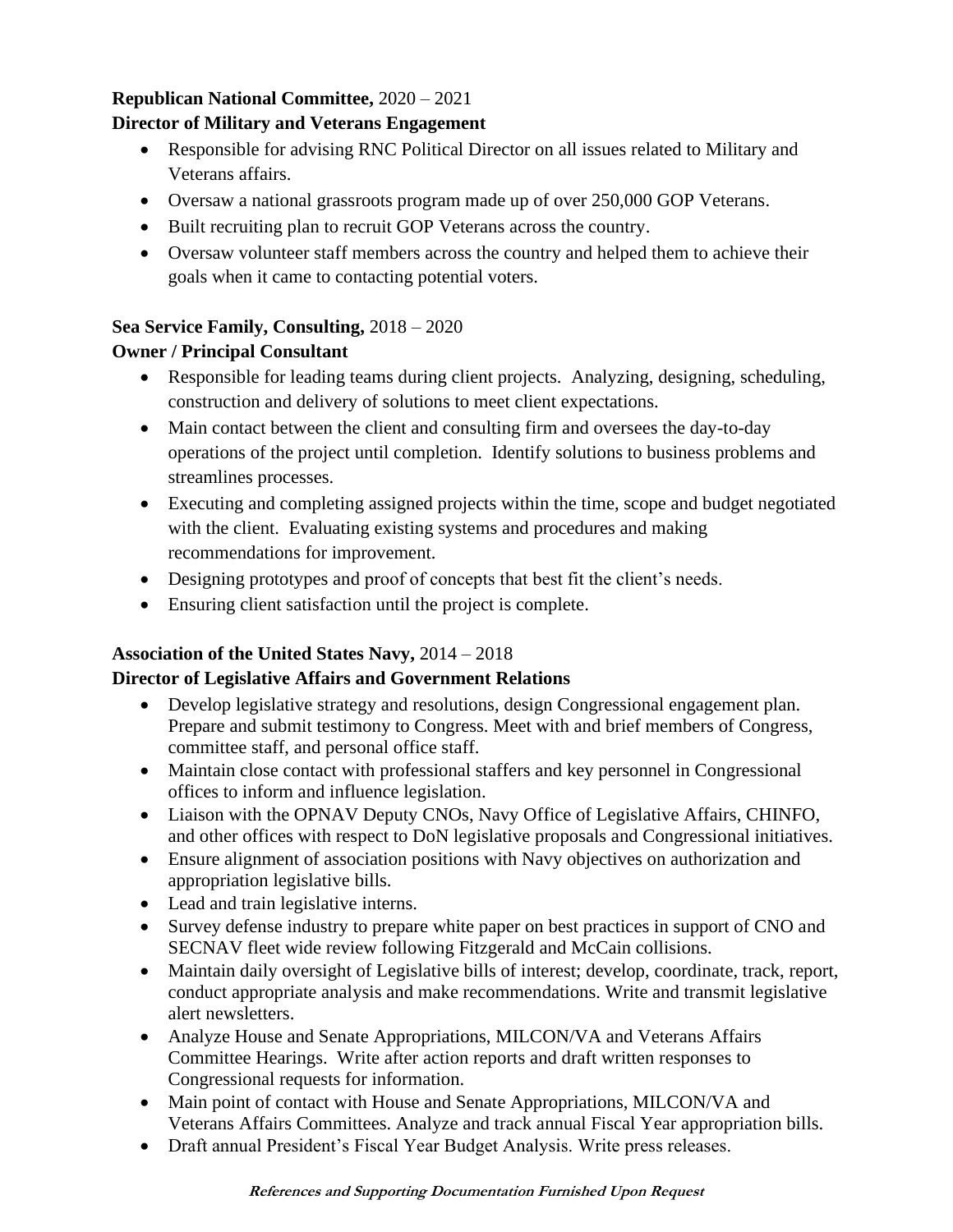**Republican National Committee,** 2020 – 2021
**Director of Military and Veterans Engagement**

- Responsible for advising RNC Political Director on all issues related to Military and Veterans affairs.
- Oversaw a national grassroots program made up of over 250,000 GOP Veterans.
- Built recruiting plan to recruit GOP Veterans across the country.
- Oversaw volunteer staff members across the country and helped them to achieve their goals when it came to contacting potential voters.

**Sea Service Family, Consulting,** 2018 – 2020
**Owner / Principal Consultant**

- Responsible for leading teams during client projects. Analyzing, designing, scheduling, construction and delivery of solutions to meet client expectations.
- Main contact between the client and consulting firm and oversees the day-to-day operations of the project until completion. Identify solutions to business problems and streamlines processes.
- Executing and completing assigned projects within the time, scope and budget negotiated with the client. Evaluating existing systems and procedures and making recommendations for improvement.
- Designing prototypes and proof of concepts that best fit the client's needs.
- Ensuring client satisfaction until the project is complete.

**Association of the United States Navy,** 2014 – 2018
**Director of Legislative Affairs and Government Relations**

- Develop legislative strategy and resolutions, design Congressional engagement plan. Prepare and submit testimony to Congress. Meet with and brief members of Congress, committee staff, and personal office staff.
- Maintain close contact with professional staffers and key personnel in Congressional offices to inform and influence legislation.
- Liaison with the OPNAV Deputy CNOs, Navy Office of Legislative Affairs, CHINFO, and other offices with respect to DoN legislative proposals and Congressional initiatives.
- Ensure alignment of association positions with Navy objectives on authorization and appropriation legislative bills.
- Lead and train legislative interns.
- Survey defense industry to prepare white paper on best practices in support of CNO and SECNAV fleet wide review following Fitzgerald and McCain collisions.
- Maintain daily oversight of Legislative bills of interest; develop, coordinate, track, report, conduct appropriate analysis and make recommendations. Write and transmit legislative alert newsletters.
- Analyze House and Senate Appropriations, MILCON/VA and Veterans Affairs Committee Hearings. Write after action reports and draft written responses to Congressional requests for information.
- Main point of contact with House and Senate Appropriations, MILCON/VA and Veterans Affairs Committees. Analyze and track annual Fiscal Year appropriation bills.
- Draft annual President's Fiscal Year Budget Analysis. Write press releases.

***References and Supporting Documentation Furnished Upon Request***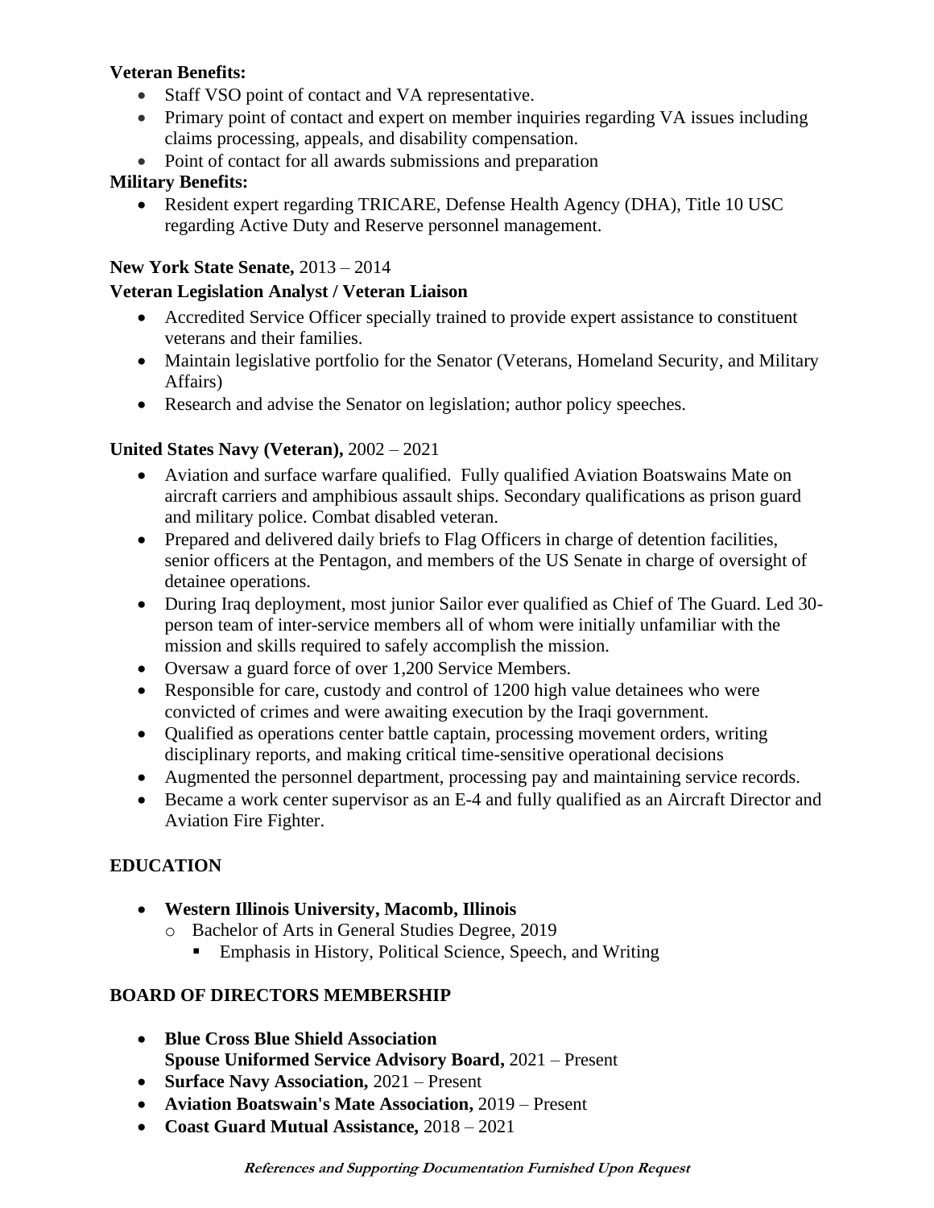**Veteran Benefits:**

- Staff VSO point of contact and VA representative.
- Primary point of contact and expert on member inquiries regarding VA issues including claims processing, appeals, and disability compensation.
- Point of contact for all awards submissions and preparation

**Military Benefits:**

- Resident expert regarding TRICARE, Defense Health Agency (DHA), Title 10 USC regarding Active Duty and Reserve personnel management.

**New York State Senate,** 2013 – 2014

**Veteran Legislation Analyst / Veteran Liaison**

- Accredited Service Officer specially trained to provide expert assistance to constituent veterans and their families.
- Maintain legislative portfolio for the Senator (Veterans, Homeland Security, and Military Affairs)
- Research and advise the Senator on legislation; author policy speeches.

**United States Navy (Veteran),** 2002 – 2021

- Aviation and surface warfare qualified. Fully qualified Aviation Boatswains Mate on aircraft carriers and amphibious assault ships. Secondary qualifications as prison guard and military police. Combat disabled veteran.
- Prepared and delivered daily briefs to Flag Officers in charge of detention facilities, senior officers at the Pentagon, and members of the US Senate in charge of oversight of detainee operations.
- During Iraq deployment, most junior Sailor ever qualified as Chief of The Guard. Led 30-person team of inter-service members all of whom were initially unfamiliar with the mission and skills required to safely accomplish the mission.
- Oversaw a guard force of over 1,200 Service Members.
- Responsible for care, custody and control of 1200 high value detainees who were convicted of crimes and were awaiting execution by the Iraqi government.
- Qualified as operations center battle captain, processing movement orders, writing disciplinary reports, and making critical time-sensitive operational decisions
- Augmented the personnel department, processing pay and maintaining service records.
- Became a work center supervisor as an E-4 and fully qualified as an Aircraft Director and Aviation Fire Fighter.

## EDUCATION

- **Western Illinois University, Macomb, Illinois**
  - Bachelor of Arts in General Studies Degree, 2019
    - Emphasis in History, Political Science, Speech, and Writing

## BOARD OF DIRECTORS MEMBERSHIP

- **Blue Cross Blue Shield Association Spouse Uniformed Service Advisory Board,** 2021 – Present
- **Surface Navy Association,** 2021 – Present
- **Aviation Boatswain's Mate Association,** 2019 – Present
- **Coast Guard Mutual Assistance,** 2018 – 2021

***References and Supporting Documentation Furnished Upon Request***